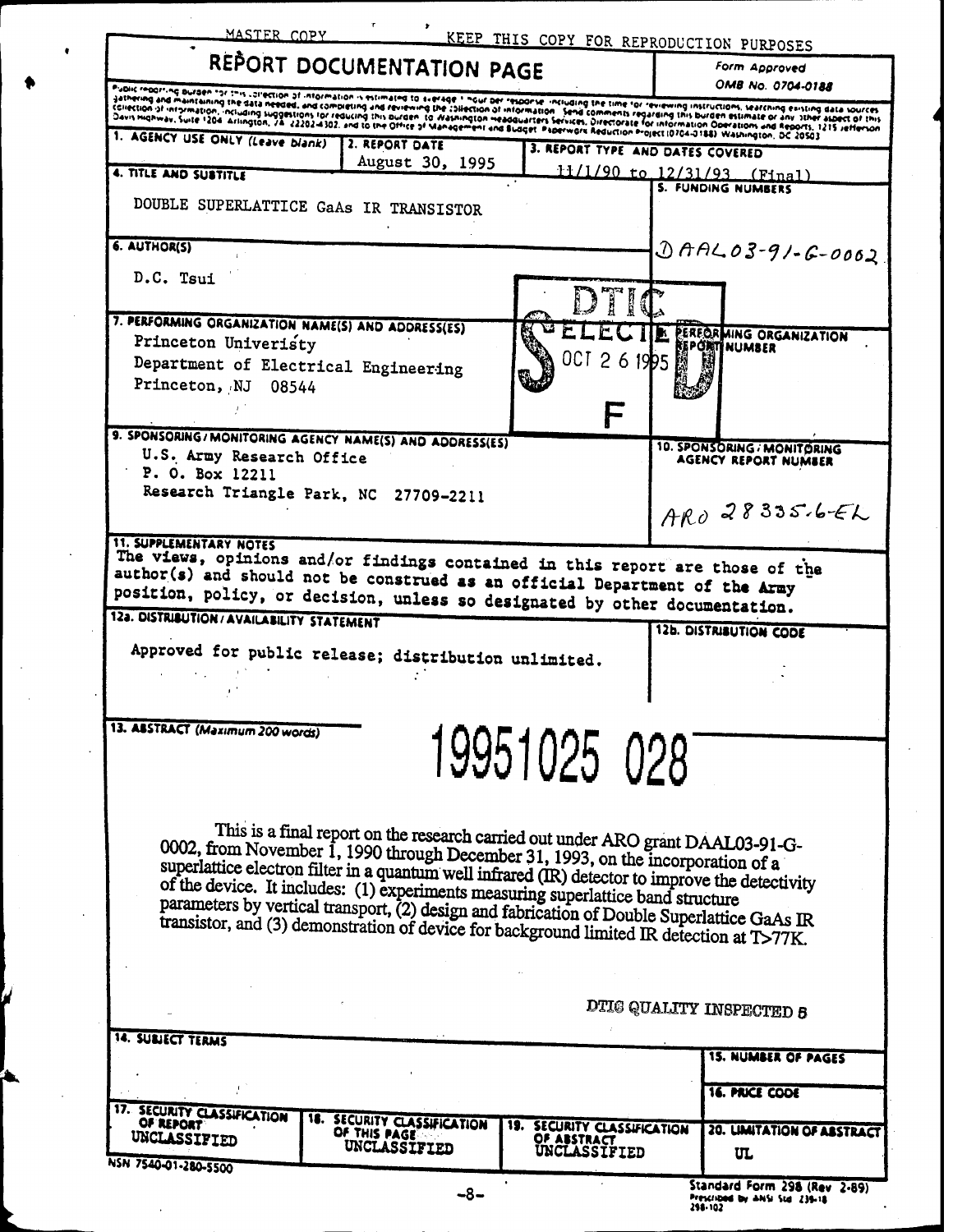MASTER COPY KEEP THIS COPY FOR REPRODUCTION PURPOSES

# REPORT DOCUMENTATION PAGE

Form Approved
OMB No. 0704-0188

Public reporting burden for this collection of information is estimated to average 1 hour per response, including the time for reviewing instructions, searching existing data sources, gathering and maintaining the data needed, and completing and reviewing the collection of information. Send comments regarding this burden estimate or any other aspect of this collection of information, including suggestions for reducing this burden, to Washington Headquarters Services, Directorate for Information Operations and Reports, 1215 Jefferson Davis Highway, Suite 1204, Arlington, VA 22202-4302, and to the Office of Management and Budget, Paperwork Reduction Project (0704-0188), Washington, DC 20503.

**1. AGENCY USE ONLY** *(Leave blank)*

**2. REPORT DATE**
August 30, 1995

**3. REPORT TYPE AND DATES COVERED**
11/1/90 to 12/31/93 (Final)

**4. TITLE AND SUBTITLE**
DOUBLE SUPERLATTICE GaAs IR TRANSISTOR

**5. FUNDING NUMBERS**
DAAL03-91-G-0002

**6. AUTHOR(S)**
D.C. Tsui

**7. PERFORMING ORGANIZATION NAME(S) AND ADDRESS(ES)**
Princeton University
Department of Electrical Engineering
Princeton, NJ 08544

**8. PERFORMING ORGANIZATION REPORT NUMBER**

DTIC ELECTE OCT 2 6 1995 S F D

**9. SPONSORING/MONITORING AGENCY NAME(S) AND ADDRESS(ES)**
U.S. Army Research Office
P. O. Box 12211
Research Triangle Park, NC 27709-2211

**10. SPONSORING/MONITORING AGENCY REPORT NUMBER**
ARO 28335.6-EL

**11. SUPPLEMENTARY NOTES**
The views, opinions and/or findings contained in this report are those of the author(s) and should not be construed as an official Department of the Army position, policy, or decision, unless so designated by other documentation.

**12a. DISTRIBUTION/AVAILABILITY STATEMENT**
Approved for public release; distribution unlimited.

**12b. DISTRIBUTION CODE**

**13. ABSTRACT** *(Maximum 200 words)*

19951025 028

This is a final report on the research carried out under ARO grant DAAL03-91-G-0002, from November 1, 1990 through December 31, 1993, on the incorporation of a superlattice electron filter in a quantum well infrared (IR) detector to improve the detectivity of the device. It includes: (1) experiments measuring superlattice band structure parameters by vertical transport, (2) design and fabrication of Double Superlattice GaAs IR transistor, and (3) demonstration of device for background limited IR detection at T>77K.

DTIC QUALITY INSPECTED 5

**14. SUBJECT TERMS**

**15. NUMBER OF PAGES**

**16. PRICE CODE**

| 17. SECURITY CLASSIFICATION OF REPORT | 18. SECURITY CLASSIFICATION OF THIS PAGE | 19. SECURITY CLASSIFICATION OF ABSTRACT | 20. LIMITATION OF ABSTRACT |
|---|---|---|---|
| UNCLASSIFIED | UNCLASSIFIED | UNCLASSIFIED | UL |

NSN 7540-01-280-5500

Standard Form 298 (Rev 2-89)
Prescribed by ANSI Std Z39-18
298-102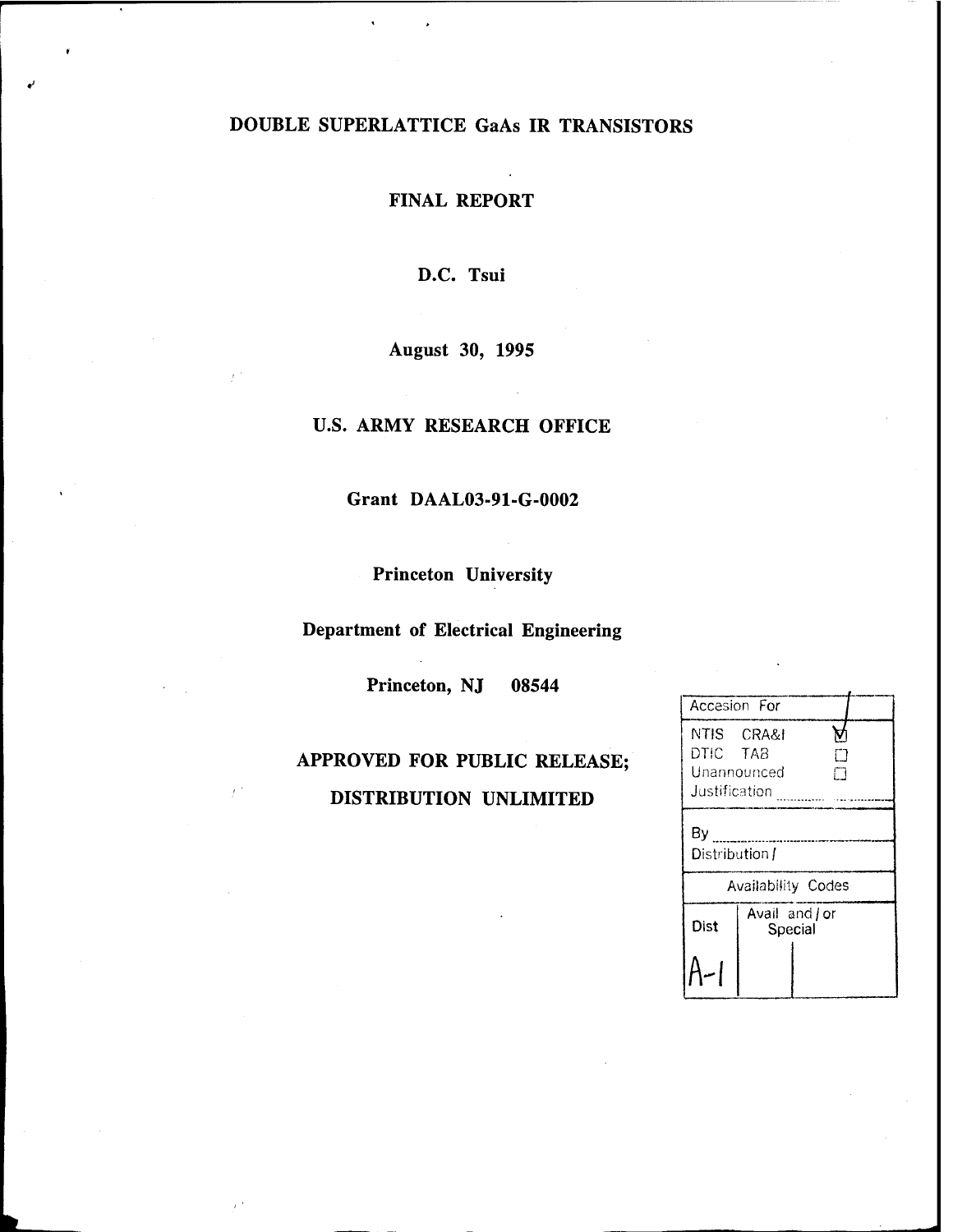# DOUBLE SUPERLATTICE GaAs IR TRANSISTORS

**FINAL REPORT**

**D.C. Tsui**

**August 30, 1995**

**U.S. ARMY RESEARCH OFFICE**

**Grant DAAL03-91-G-0002**

**Princeton University**

**Department of Electrical Engineering**

**Princeton, NJ 08544**

**APPROVED FOR PUBLIC RELEASE;**

**DISTRIBUTION UNLIMITED**

| Accesion For | |
|---|---|
| NTIS CRA&I | ☑ |
| DTIC TAB | ☐ |
| Unannounced | ☐ |
| Justification ........ | |
| By ........ | |
| Distribution / | |
| Availability Codes | |
| Dist | Avail and / or Special |
| A-1 | |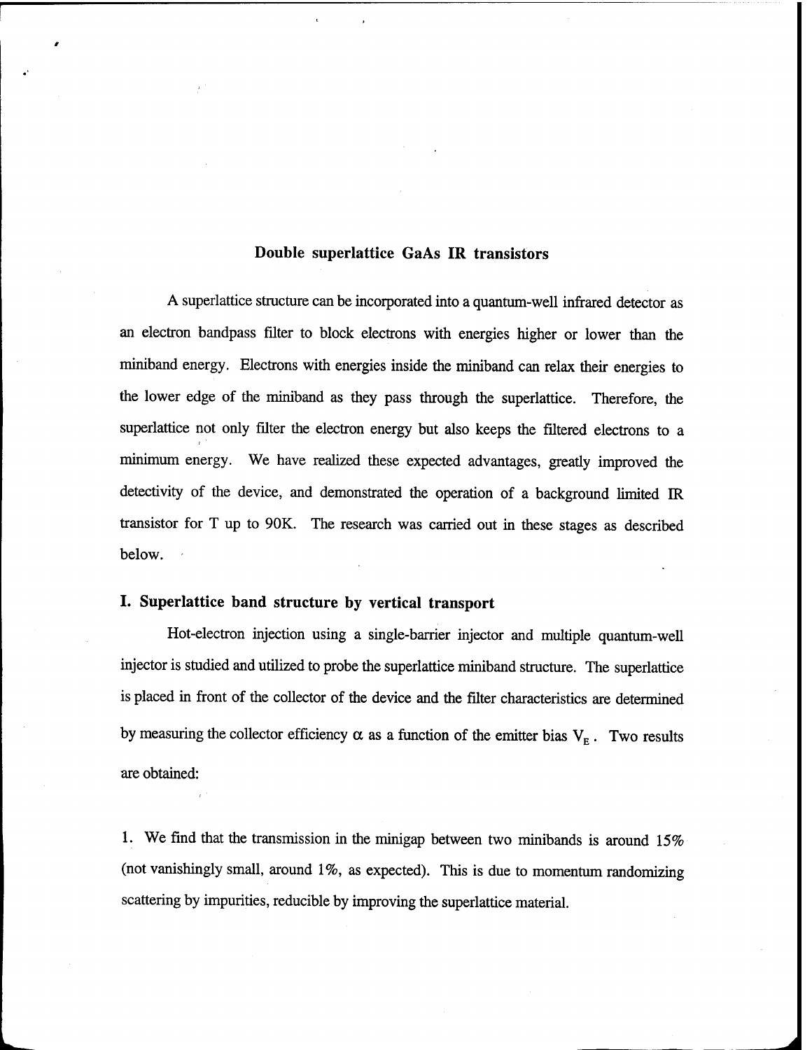## Double superlattice GaAs IR transistors

A superlattice structure can be incorporated into a quantum-well infrared detector as an electron bandpass filter to block electrons with energies higher or lower than the miniband energy. Electrons with energies inside the miniband can relax their energies to the lower edge of the miniband as they pass through the superlattice. Therefore, the superlattice not only filter the electron energy but also keeps the filtered electrons to a minimum energy. We have realized these expected advantages, greatly improved the detectivity of the device, and demonstrated the operation of a background limited IR transistor for T up to 90K. The research was carried out in these stages as described below.

### I. Superlattice band structure by vertical transport

Hot-electron injection using a single-barrier injector and multiple quantum-well injector is studied and utilized to probe the superlattice miniband structure. The superlattice is placed in front of the collector of the device and the filter characteristics are determined by measuring the collector efficiency $\alpha$ as a function of the emitter bias $V_E$. Two results are obtained:

1. We find that the transmission in the minigap between two minibands is around 15% (not vanishingly small, around 1%, as expected). This is due to momentum randomizing scattering by impurities, reducible by improving the superlattice material.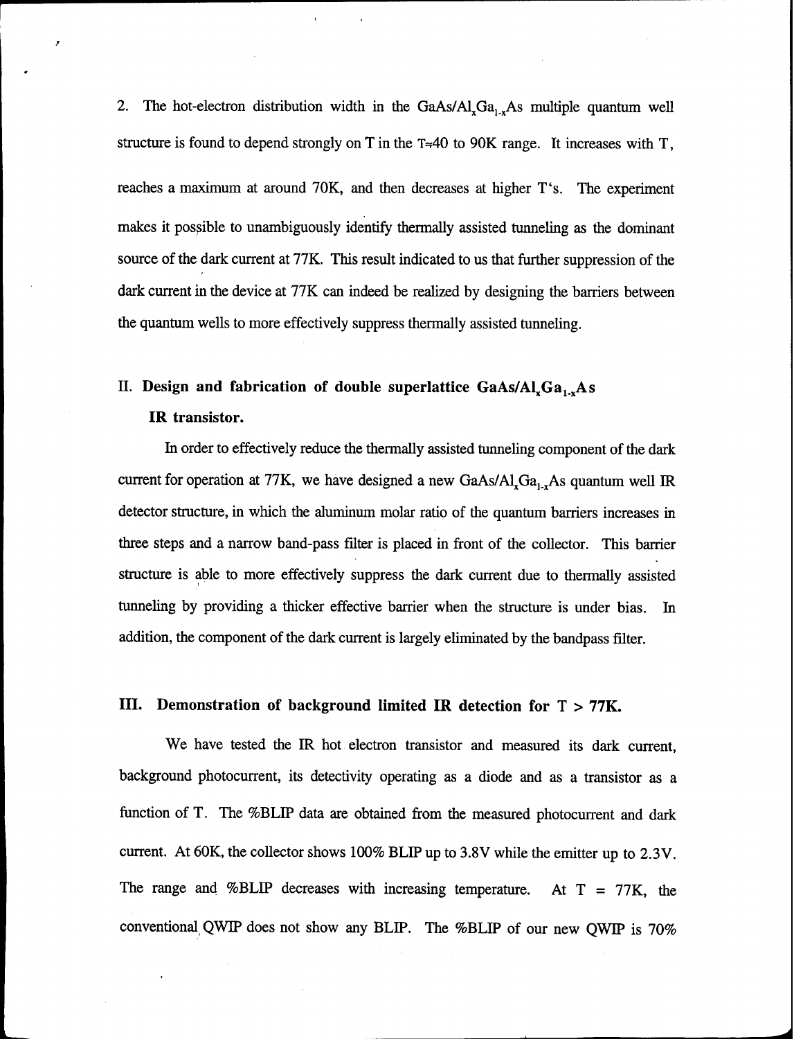2. The hot-electron distribution width in the $GaAs/Al_xGa_{1-x}As$ multiple quantum well structure is found to depend strongly on T in the T≈40 to 90K range. It increases with T, reaches a maximum at around 70K, and then decreases at higher T's. The experiment makes it possible to unambiguously identify thermally assisted tunneling as the dominant source of the dark current at 77K. This result indicated to us that further suppression of the dark current in the device at 77K can indeed be realized by designing the barriers between the quantum wells to more effectively suppress thermally assisted tunneling.

## II. Design and fabrication of double superlattice $GaAs/Al_xGa_{1-x}As$ IR transistor.

In order to effectively reduce the thermally assisted tunneling component of the dark current for operation at 77K, we have designed a new $GaAs/Al_xGa_{1-x}As$ quantum well IR detector structure, in which the aluminum molar ratio of the quantum barriers increases in three steps and a narrow band-pass filter is placed in front of the collector. This barrier structure is able to more effectively suppress the dark current due to thermally assisted tunneling by providing a thicker effective barrier when the structure is under bias. In addition, the component of the dark current is largely eliminated by the bandpass filter.

## III. Demonstration of background limited IR detection for T > 77K.

We have tested the IR hot electron transistor and measured its dark current, background photocurrent, its detectivity operating as a diode and as a transistor as a function of T. The %BLIP data are obtained from the measured photocurrent and dark current. At 60K, the collector shows 100% BLIP up to 3.8V while the emitter up to 2.3V. The range and %BLIP decreases with increasing temperature. At T = 77K, the conventional QWIP does not show any BLIP. The %BLIP of our new QWIP is 70%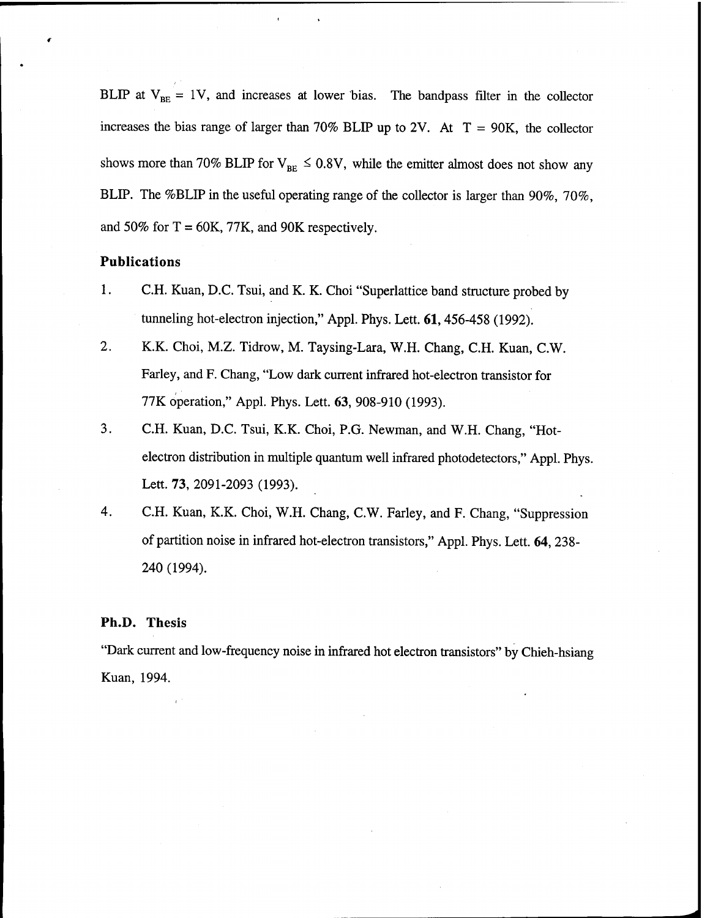BLIP at $V_{BE}$ = 1V, and increases at lower bias. The bandpass filter in the collector increases the bias range of larger than 70% BLIP up to 2V. At T = 90K, the collector shows more than 70% BLIP for $V_{BE} \leq 0.8$V, while the emitter almost does not show any BLIP. The %BLIP in the useful operating range of the collector is larger than 90%, 70%, and 50% for T = 60K, 77K, and 90K respectively.

### Publications

1. C.H. Kuan, D.C. Tsui, and K. K. Choi "Superlattice band structure probed by tunneling hot-electron injection," Appl. Phys. Lett. **61**, 456-458 (1992).
2. K.K. Choi, M.Z. Tidrow, M. Taysing-Lara, W.H. Chang, C.H. Kuan, C.W. Farley, and F. Chang, "Low dark current infrared hot-electron transistor for 77K operation," Appl. Phys. Lett. **63**, 908-910 (1993).
3. C.H. Kuan, D.C. Tsui, K.K. Choi, P.G. Newman, and W.H. Chang, "Hot-electron distribution in multiple quantum well infrared photodetectors," Appl. Phys. Lett. **73**, 2091-2093 (1993).
4. C.H. Kuan, K.K. Choi, W.H. Chang, C.W. Farley, and F. Chang, "Suppression of partition noise in infrared hot-electron transistors," Appl. Phys. Lett. **64**, 238-240 (1994).

### Ph.D. Thesis

"Dark current and low-frequency noise in infrared hot electron transistors" by Chieh-hsiang Kuan, 1994.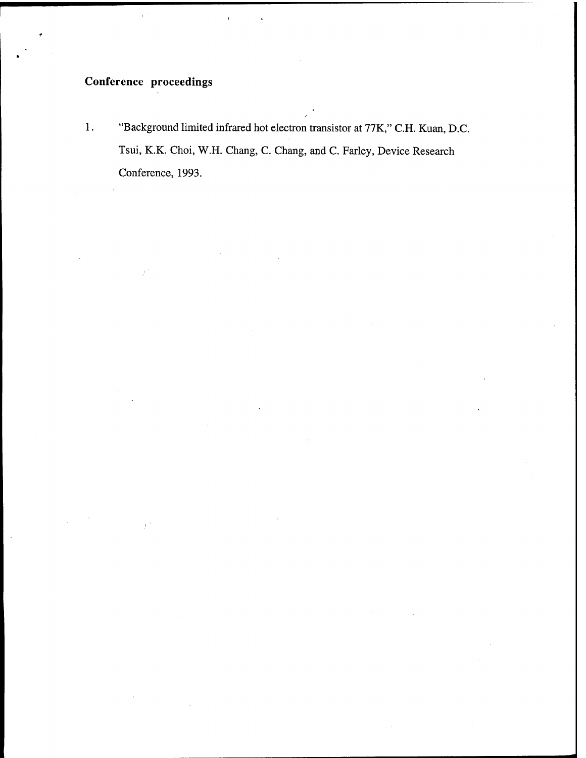**Conference proceedings**

1. "Background limited infrared hot electron transistor at 77K," C.H. Kuan, D.C. Tsui, K.K. Choi, W.H. Chang, C. Chang, and C. Farley, Device Research Conference, 1993.